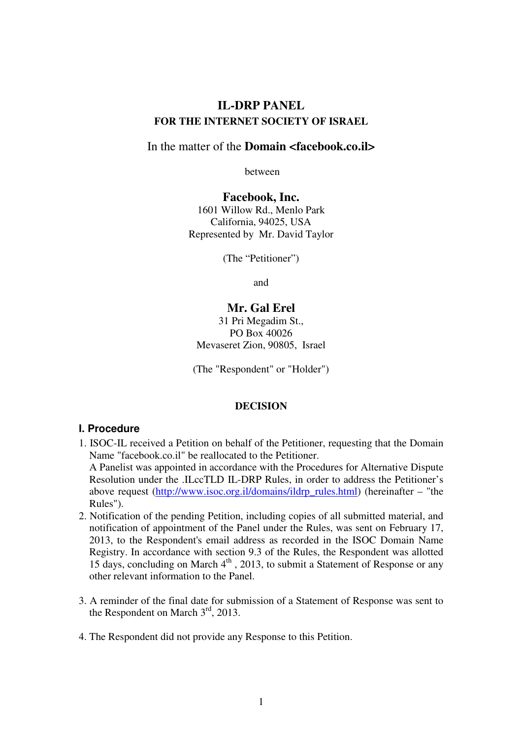# IL-DRP PANEL

## FOR THE INTERNET SOCIETY OF ISRAEL

In the matter of the **Domain <facebook.co.il>**

between

**Facebook, Inc.**
1601 Willow Rd., Menlo Park
California, 94025, USA
Represented by Mr. David Taylor

(The "Petitioner")

and

**Mr. Gal Erel**
31 Pri Megadim St.,
PO Box 40026
Mevaseret Zion, 90805, Israel

(The "Respondent" or "Holder")

**DECISION**

### I. Procedure

1. ISOC-IL received a Petition on behalf of the Petitioner, requesting that the Domain Name "facebook.co.il" be reallocated to the Petitioner.
   A Panelist was appointed in accordance with the Procedures for Alternative Dispute Resolution under the .ILccTLD IL-DRP Rules, in order to address the Petitioner's above request (http://www.isoc.org.il/domains/ildrp_rules.html) (hereinafter – "the Rules").
2. Notification of the pending Petition, including copies of all submitted material, and notification of appointment of the Panel under the Rules, was sent on February 17, 2013, to the Respondent's email address as recorded in the ISOC Domain Name Registry. In accordance with section 9.3 of the Rules, the Respondent was allotted 15 days, concluding on March 4th , 2013, to submit a Statement of Response or any other relevant information to the Panel.

3. A reminder of the final date for submission of a Statement of Response was sent to the Respondent on March 3rd, 2013.

4. The Respondent did not provide any Response to this Petition.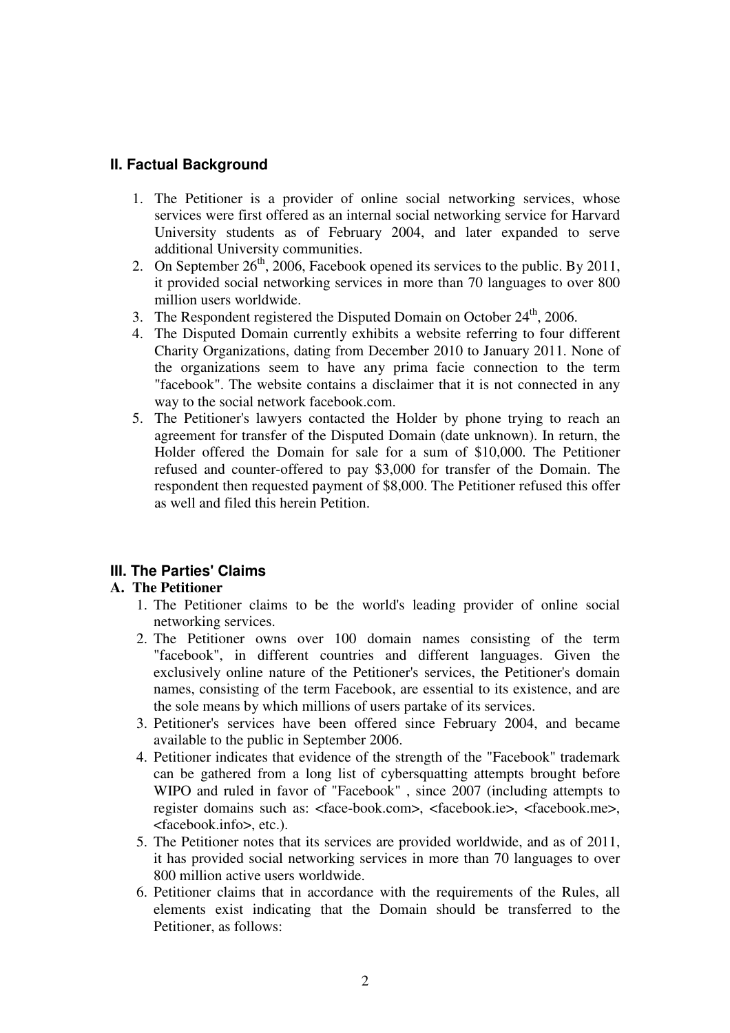## II. Factual Background

1. The Petitioner is a provider of online social networking services, whose services were first offered as an internal social networking service for Harvard University students as of February 2004, and later expanded to serve additional University communities.
2. On September 26th, 2006, Facebook opened its services to the public. By 2011, it provided social networking services in more than 70 languages to over 800 million users worldwide.
3. The Respondent registered the Disputed Domain on October 24th, 2006.
4. The Disputed Domain currently exhibits a website referring to four different Charity Organizations, dating from December 2010 to January 2011. None of the organizations seem to have any prima facie connection to the term "facebook". The website contains a disclaimer that it is not connected in any way to the social network facebook.com.
5. The Petitioner's lawyers contacted the Holder by phone trying to reach an agreement for transfer of the Disputed Domain (date unknown). In return, the Holder offered the Domain for sale for a sum of $10,000. The Petitioner refused and counter-offered to pay $3,000 for transfer of the Domain. The respondent then requested payment of $8,000. The Petitioner refused this offer as well and filed this herein Petition.

## III. The Parties' Claims

### A. The Petitioner

1. The Petitioner claims to be the world's leading provider of online social networking services.
2. The Petitioner owns over 100 domain names consisting of the term "facebook", in different countries and different languages. Given the exclusively online nature of the Petitioner's services, the Petitioner's domain names, consisting of the term Facebook, are essential to its existence, and are the sole means by which millions of users partake of its services.
3. Petitioner's services have been offered since February 2004, and became available to the public in September 2006.
4. Petitioner indicates that evidence of the strength of the "Facebook" trademark can be gathered from a long list of cybersquatting attempts brought before WIPO and ruled in favor of "Facebook" , since 2007 (including attempts to register domains such as: <face-book.com>, <facebook.ie>, <facebook.me>, <facebook.info>, etc.).
5. The Petitioner notes that its services are provided worldwide, and as of 2011, it has provided social networking services in more than 70 languages to over 800 million active users worldwide.
6. Petitioner claims that in accordance with the requirements of the Rules, all elements exist indicating that the Domain should be transferred to the Petitioner, as follows: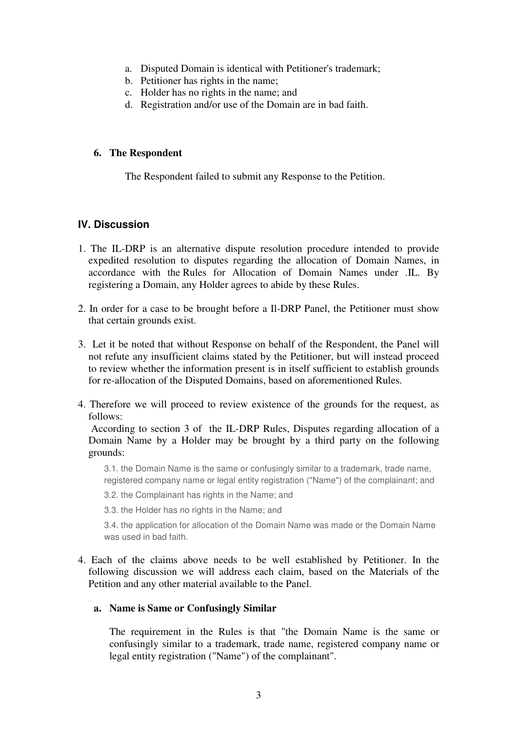a. Disputed Domain is identical with Petitioner's trademark;
b. Petitioner has rights in the name;
c. Holder has no rights in the name; and
d. Registration and/or use of the Domain are in bad faith.

### 6. The Respondent

The Respondent failed to submit any Response to the Petition.

## IV. Discussion

1. The IL-DRP is an alternative dispute resolution procedure intended to provide expedited resolution to disputes regarding the allocation of Domain Names, in accordance with the Rules for Allocation of Domain Names under .IL. By registering a Domain, any Holder agrees to abide by these Rules.

2. In order for a case to be brought before a Il-DRP Panel, the Petitioner must show that certain grounds exist.

3. Let it be noted that without Response on behalf of the Respondent, the Panel will not refute any insufficient claims stated by the Petitioner, but will instead proceed to review whether the information present is in itself sufficient to establish grounds for re-allocation of the Disputed Domains, based on aforementioned Rules.

4. Therefore we will proceed to review existence of the grounds for the request, as follows:
 According to section 3 of the IL-DRP Rules, Disputes regarding allocation of a Domain Name by a Holder may be brought by a third party on the following grounds:

   3.1. the Domain Name is the same or confusingly similar to a trademark, trade name, registered company name or legal entity registration ("Name") of the complainant; and

   3.2. the Complainant has rights in the Name; and

   3.3. the Holder has no rights in the Name; and

   3.4. the application for allocation of the Domain Name was made or the Domain Name was used in bad faith.

4. Each of the claims above needs to be well established by Petitioner. In the following discussion we will address each claim, based on the Materials of the Petition and any other material available to the Panel.

### a. Name is Same or Confusingly Similar

The requirement in the Rules is that "the Domain Name is the same or confusingly similar to a trademark, trade name, registered company name or legal entity registration ("Name") of the complainant".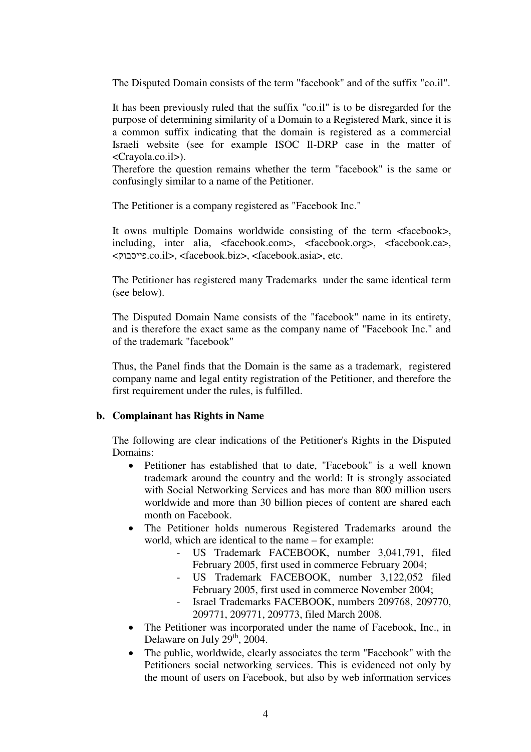The Disputed Domain consists of the term "facebook" and of the suffix "co.il".

It has been previously ruled that the suffix "co.il" is to be disregarded for the purpose of determining similarity of a Domain to a Registered Mark, since it is a common suffix indicating that the domain is registered as a commercial Israeli website (see for example ISOC Il-DRP case in the matter of <Crayola.co.il>).

Therefore the question remains whether the term "facebook" is the same or confusingly similar to a name of the Petitioner.

The Petitioner is a company registered as "Facebook Inc."

It owns multiple Domains worldwide consisting of the term <facebook>, including, inter alia, <facebook.com>, <facebook.org>, <facebook.ca>, <פייסבוק.co.il>, <facebook.biz>, <facebook.asia>, etc.

The Petitioner has registered many Trademarks under the same identical term (see below).

The Disputed Domain Name consists of the "facebook" name in its entirety, and is therefore the exact same as the company name of "Facebook Inc." and of the trademark "facebook"

Thus, the Panel finds that the Domain is the same as a trademark, registered company name and legal entity registration of the Petitioner, and therefore the first requirement under the rules, is fulfilled.

**b. Complainant has Rights in Name**

The following are clear indications of the Petitioner's Rights in the Disputed Domains:

- Petitioner has established that to date, "Facebook" is a well known trademark around the country and the world: It is strongly associated with Social Networking Services and has more than 800 million users worldwide and more than 30 billion pieces of content are shared each month on Facebook.
- The Petitioner holds numerous Registered Trademarks around the world, which are identical to the name – for example:
  - US Trademark FACEBOOK, number 3,041,791, filed February 2005, first used in commerce February 2004;
  - US Trademark FACEBOOK, number 3,122,052 filed February 2005, first used in commerce November 2004;
  - Israel Trademarks FACEBOOK, numbers 209768, 209770, 209771, 209771, 209773, filed March 2008.
- The Petitioner was incorporated under the name of Facebook, Inc., in Delaware on July 29th, 2004.
- The public, worldwide, clearly associates the term "Facebook" with the Petitioners social networking services. This is evidenced not only by the mount of users on Facebook, but also by web information services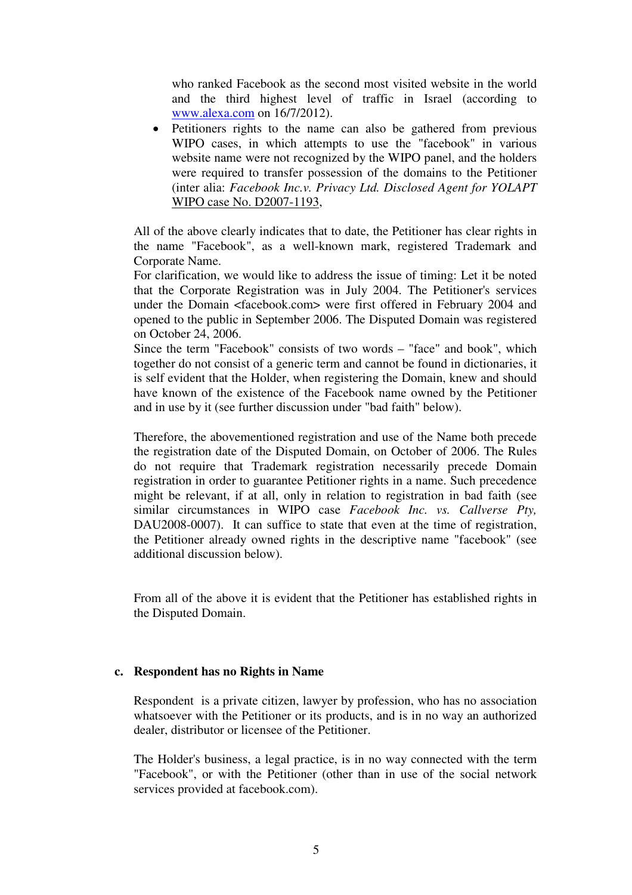who ranked Facebook as the second most visited website in the world and the third highest level of traffic in Israel (according to www.alexa.com on 16/7/2012).

- Petitioners rights to the name can also be gathered from previous WIPO cases, in which attempts to use the "facebook" in various website name were not recognized by the WIPO panel, and the holders were required to transfer possession of the domains to the Petitioner (inter alia: *Facebook Inc.v. Privacy Ltd. Disclosed Agent for YOLAPT* WIPO case No. D2007-1193,

All of the above clearly indicates that to date, the Petitioner has clear rights in the name "Facebook", as a well-known mark, registered Trademark and Corporate Name.

For clarification, we would like to address the issue of timing: Let it be noted that the Corporate Registration was in July 2004. The Petitioner's services under the Domain <facebook.com> were first offered in February 2004 and opened to the public in September 2006. The Disputed Domain was registered on October 24, 2006.

Since the term "Facebook" consists of two words – "face" and book", which together do not consist of a generic term and cannot be found in dictionaries, it is self evident that the Holder, when registering the Domain, knew and should have known of the existence of the Facebook name owned by the Petitioner and in use by it (see further discussion under "bad faith" below).

Therefore, the abovementioned registration and use of the Name both precede the registration date of the Disputed Domain, on October of 2006. The Rules do not require that Trademark registration necessarily precede Domain registration in order to guarantee Petitioner rights in a name. Such precedence might be relevant, if at all, only in relation to registration in bad faith (see similar circumstances in WIPO case *Facebook Inc. vs. Callverse Pty,* DAU2008-0007). It can suffice to state that even at the time of registration, the Petitioner already owned rights in the descriptive name "facebook" (see additional discussion below).

From all of the above it is evident that the Petitioner has established rights in the Disputed Domain.

**c. Respondent has no Rights in Name**

Respondent is a private citizen, lawyer by profession, who has no association whatsoever with the Petitioner or its products, and is in no way an authorized dealer, distributor or licensee of the Petitioner.

The Holder's business, a legal practice, is in no way connected with the term "Facebook", or with the Petitioner (other than in use of the social network services provided at facebook.com).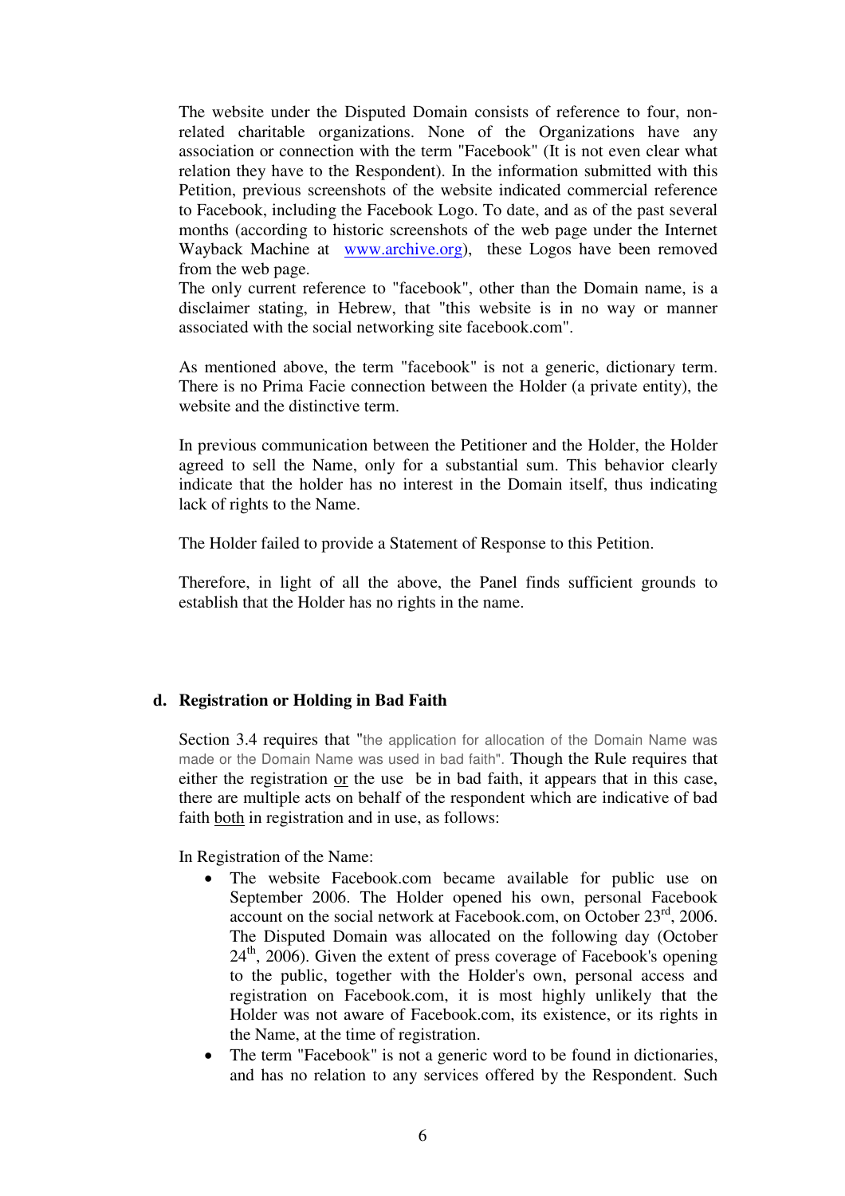The website under the Disputed Domain consists of reference to four, non-related charitable organizations. None of the Organizations have any association or connection with the term "Facebook" (It is not even clear what relation they have to the Respondent). In the information submitted with this Petition, previous screenshots of the website indicated commercial reference to Facebook, including the Facebook Logo. To date, and as of the past several months (according to historic screenshots of the web page under the Internet Wayback Machine at www.archive.org), these Logos have been removed from the web page.
The only current reference to "facebook", other than the Domain name, is a disclaimer stating, in Hebrew, that "this website is in no way or manner associated with the social networking site facebook.com".

As mentioned above, the term "facebook" is not a generic, dictionary term. There is no Prima Facie connection between the Holder (a private entity), the website and the distinctive term.

In previous communication between the Petitioner and the Holder, the Holder agreed to sell the Name, only for a substantial sum. This behavior clearly indicate that the holder has no interest in the Domain itself, thus indicating lack of rights to the Name.

The Holder failed to provide a Statement of Response to this Petition.

Therefore, in light of all the above, the Panel finds sufficient grounds to establish that the Holder has no rights in the name.

**d. Registration or Holding in Bad Faith**

Section 3.4 requires that "the application for allocation of the Domain Name was made or the Domain Name was used in bad faith". Though the Rule requires that either the registration or the use be in bad faith, it appears that in this case, there are multiple acts on behalf of the respondent which are indicative of bad faith both in registration and in use, as follows:

In Registration of the Name:

- The website Facebook.com became available for public use on September 2006. The Holder opened his own, personal Facebook account on the social network at Facebook.com, on October 23rd, 2006. The Disputed Domain was allocated on the following day (October 24th, 2006). Given the extent of press coverage of Facebook's opening to the public, together with the Holder's own, personal access and registration on Facebook.com, it is most highly unlikely that the Holder was not aware of Facebook.com, its existence, or its rights in the Name, at the time of registration.
- The term "Facebook" is not a generic word to be found in dictionaries, and has no relation to any services offered by the Respondent. Such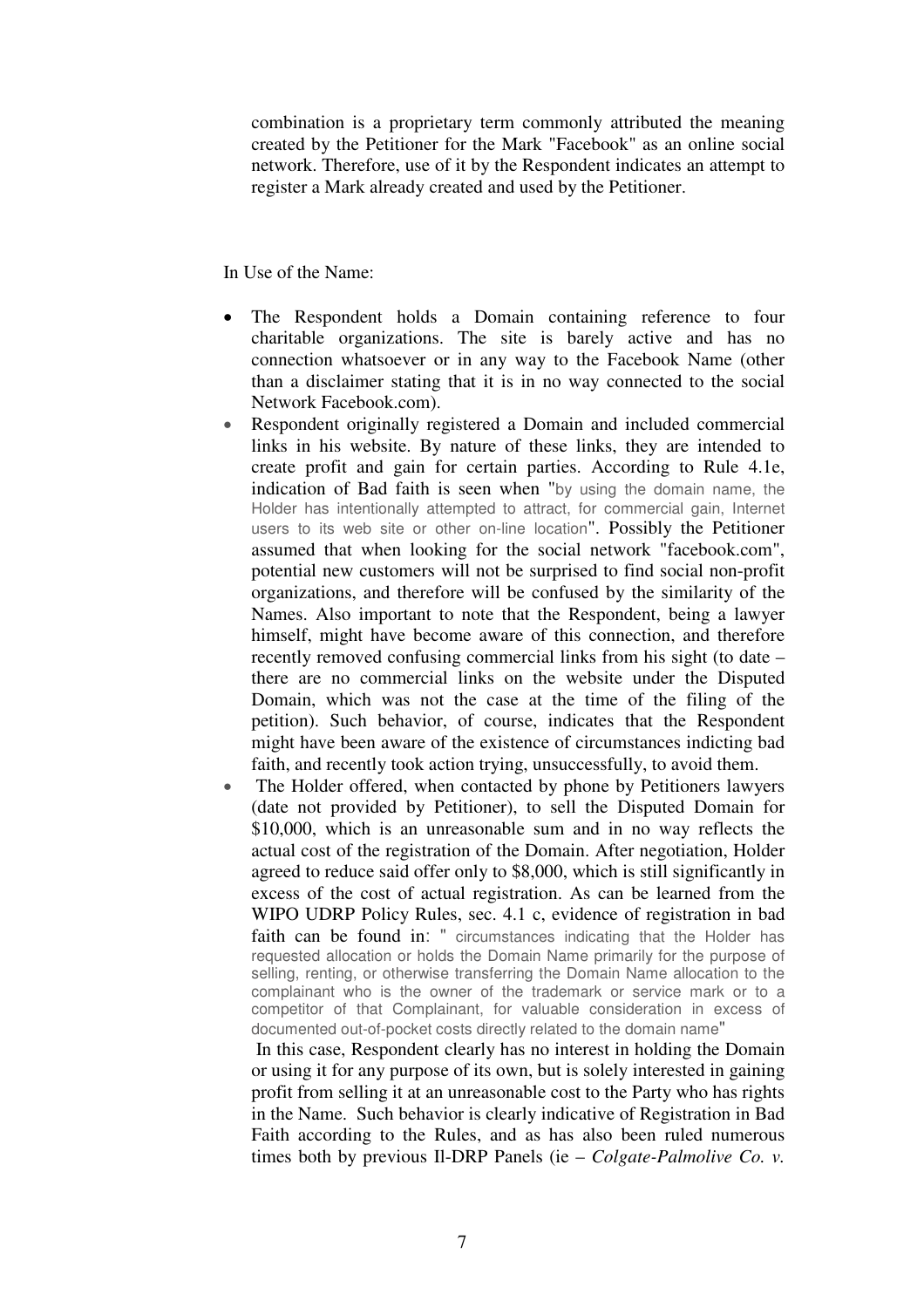combination is a proprietary term commonly attributed the meaning created by the Petitioner for the Mark "Facebook" as an online social network. Therefore, use of it by the Respondent indicates an attempt to register a Mark already created and used by the Petitioner.

In Use of the Name:

- The Respondent holds a Domain containing reference to four charitable organizations. The site is barely active and has no connection whatsoever or in any way to the Facebook Name (other than a disclaimer stating that it is in no way connected to the social Network Facebook.com).
- Respondent originally registered a Domain and included commercial links in his website. By nature of these links, they are intended to create profit and gain for certain parties. According to Rule 4.1e, indication of Bad faith is seen when "by using the domain name, the Holder has intentionally attempted to attract, for commercial gain, Internet users to its web site or other on-line location". Possibly the Petitioner assumed that when looking for the social network "facebook.com", potential new customers will not be surprised to find social non-profit organizations, and therefore will be confused by the similarity of the Names. Also important to note that the Respondent, being a lawyer himself, might have become aware of this connection, and therefore recently removed confusing commercial links from his sight (to date – there are no commercial links on the website under the Disputed Domain, which was not the case at the time of the filing of the petition). Such behavior, of course, indicates that the Respondent might have been aware of the existence of circumstances indicting bad faith, and recently took action trying, unsuccessfully, to avoid them.
- The Holder offered, when contacted by phone by Petitioners lawyers (date not provided by Petitioner), to sell the Disputed Domain for \$10,000, which is an unreasonable sum and in no way reflects the actual cost of the registration of the Domain. After negotiation, Holder agreed to reduce said offer only to \$8,000, which is still significantly in excess of the cost of actual registration. As can be learned from the WIPO UDRP Policy Rules, sec. 4.1 c, evidence of registration in bad faith can be found in: " circumstances indicating that the Holder has requested allocation or holds the Domain Name primarily for the purpose of selling, renting, or otherwise transferring the Domain Name allocation to the complainant who is the owner of the trademark or service mark or to a competitor of that Complainant, for valuable consideration in excess of documented out-of-pocket costs directly related to the domain name"

  In this case, Respondent clearly has no interest in holding the Domain or using it for any purpose of its own, but is solely interested in gaining profit from selling it at an unreasonable cost to the Party who has rights in the Name. Such behavior is clearly indicative of Registration in Bad Faith according to the Rules, and as has also been ruled numerous times both by previous Il-DRP Panels (ie – *Colgate-Palmolive Co. v.*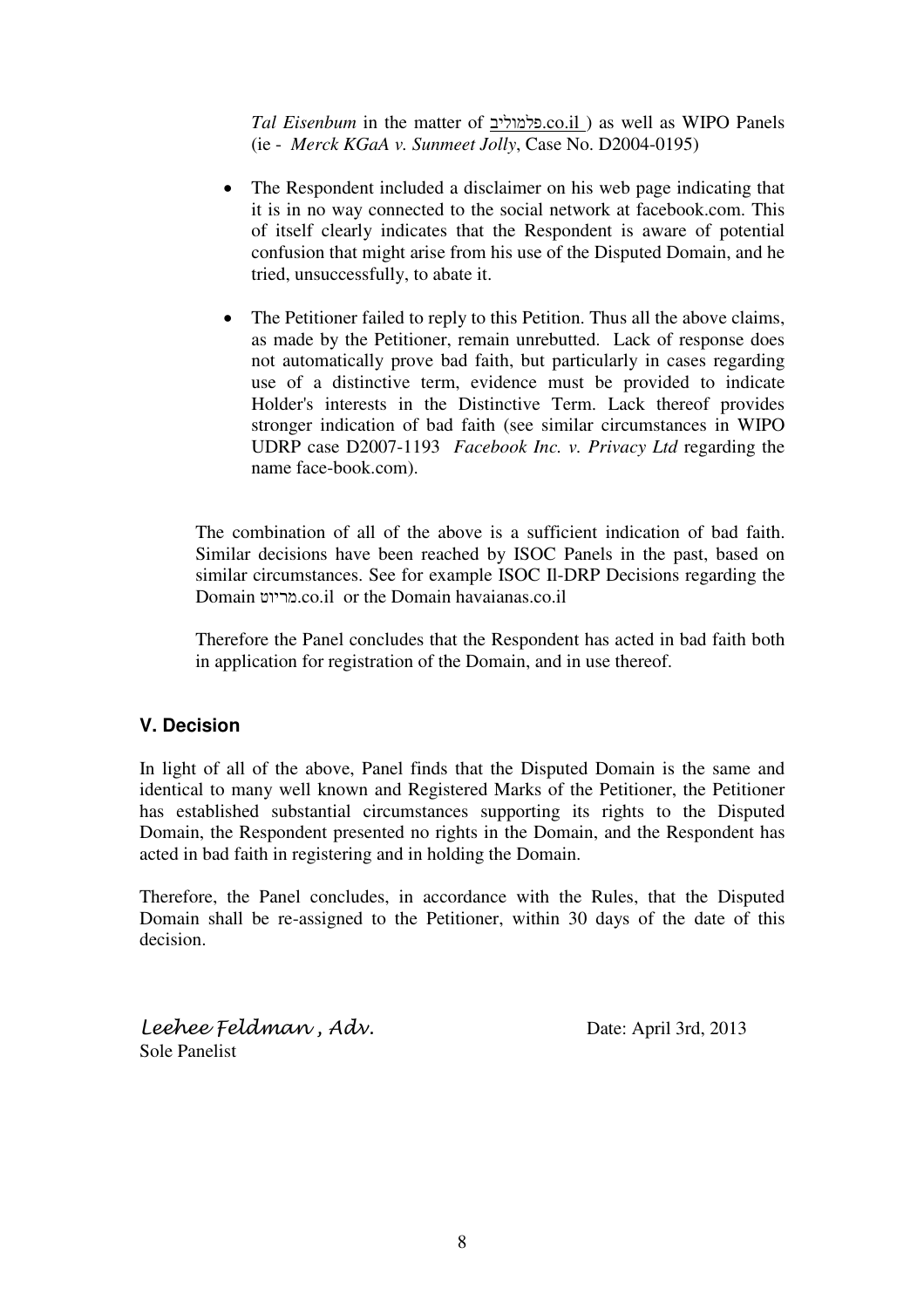*Tal Eisenbum* in the matter of פלמוליב.co.il ) as well as WIPO Panels (ie - *Merck KGaA v. Sunmeet Jolly*, Case No. D2004-0195)

- The Respondent included a disclaimer on his web page indicating that it is in no way connected to the social network at facebook.com. This of itself clearly indicates that the Respondent is aware of potential confusion that might arise from his use of the Disputed Domain, and he tried, unsuccessfully, to abate it.

- The Petitioner failed to reply to this Petition. Thus all the above claims, as made by the Petitioner, remain unrebutted. Lack of response does not automatically prove bad faith, but particularly in cases regarding use of a distinctive term, evidence must be provided to indicate Holder's interests in the Distinctive Term. Lack thereof provides stronger indication of bad faith (see similar circumstances in WIPO UDRP case D2007-1193 *Facebook Inc. v. Privacy Ltd* regarding the name face-book.com).

The combination of all of the above is a sufficient indication of bad faith. Similar decisions have been reached by ISOC Panels in the past, based on similar circumstances. See for example ISOC Il-DRP Decisions regarding the Domain מריוט.co.il or the Domain havaianas.co.il

Therefore the Panel concludes that the Respondent has acted in bad faith both in application for registration of the Domain, and in use thereof.

### V. Decision

In light of all of the above, Panel finds that the Disputed Domain is the same and identical to many well known and Registered Marks of the Petitioner, the Petitioner has established substantial circumstances supporting its rights to the Disputed Domain, the Respondent presented no rights in the Domain, and the Respondent has acted in bad faith in registering and in holding the Domain.

Therefore, the Panel concludes, in accordance with the Rules, that the Disputed Domain shall be re-assigned to the Petitioner, within 30 days of the date of this decision.

*Leehee Feldman , Adv.*
Sole Panelist

Date: April 3rd, 2013